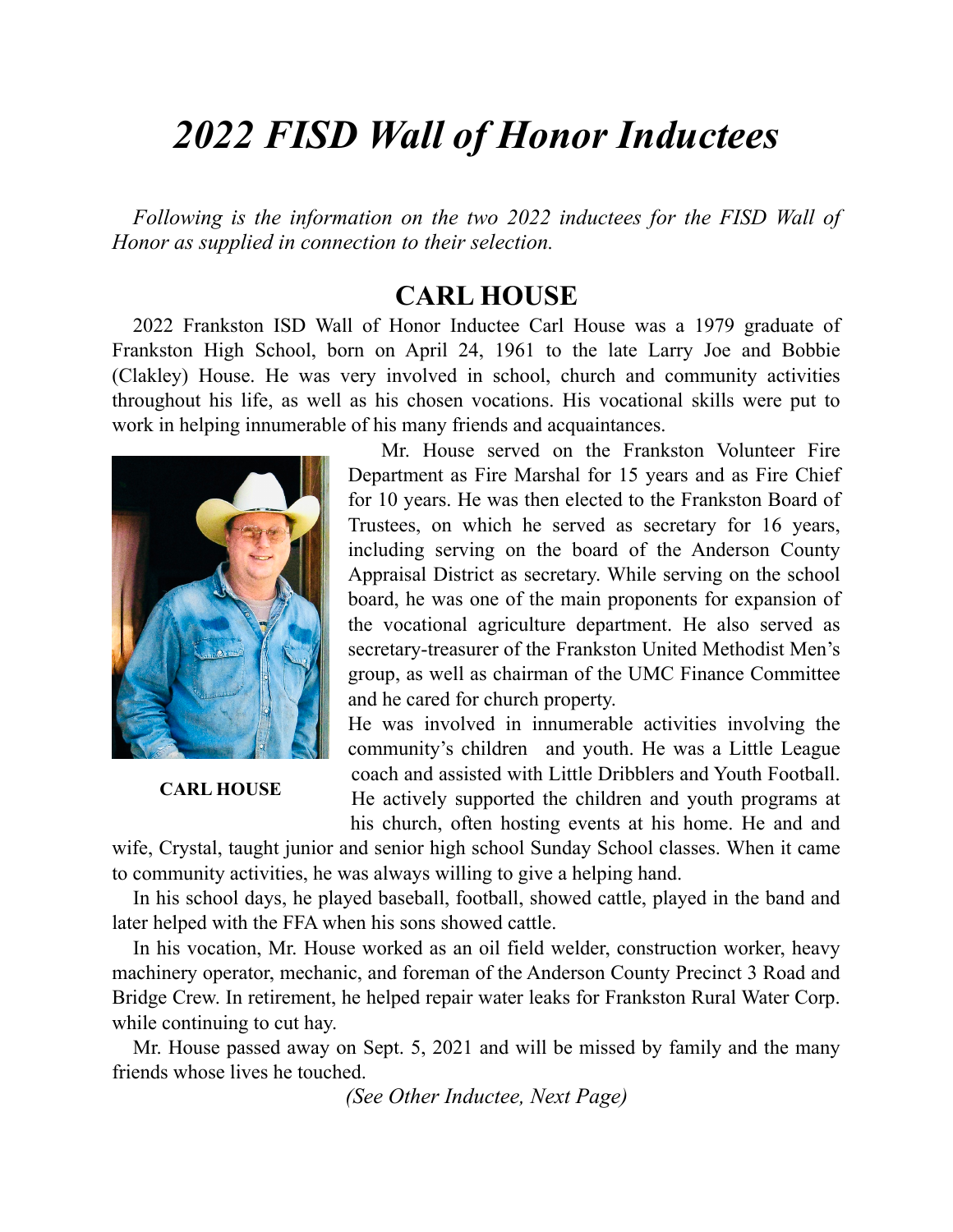# *2022 FISD Wall of Honor Inductees*

*Following is the information on the two 2022 inductees for the FISD Wall of Honor as supplied in connection to their selection.*

## CARL HOUSE

2022 Frankston ISD Wall of Honor Inductee Carl House was a 1979 graduate of Frankston High School, born on April 24, 1961 to the late Larry Joe and Bobbie (Clakley) House. He was very involved in school, church and community activities throughout his life, as well as his chosen vocations. His vocational skills were put to work in helping innumerable of his many friends and acquaintances.

**CARL HOUSE**

Mr. House served on the Frankston Volunteer Fire Department as Fire Marshal for 15 years and as Fire Chief for 10 years. He was then elected to the Frankston Board of Trustees, on which he served as secretary for 16 years, including serving on the board of the Anderson County Appraisal District as secretary. While serving on the school board, he was one of the main proponents for expansion of the vocational agriculture department. He also served as secretary-treasurer of the Frankston United Methodist Men's group, as well as chairman of the UMC Finance Committee and he cared for church property.

He was involved in innumerable activities involving the community's children and youth. He was a Little League coach and assisted with Little Dribblers and Youth Football. He actively supported the children and youth programs at his church, often hosting events at his home. He and and wife, Crystal, taught junior and senior high school Sunday School classes. When it came to community activities, he was always willing to give a helping hand.

In his school days, he played baseball, football, showed cattle, played in the band and later helped with the FFA when his sons showed cattle.

In his vocation, Mr. House worked as an oil field welder, construction worker, heavy machinery operator, mechanic, and foreman of the Anderson County Precinct 3 Road and Bridge Crew. In retirement, he helped repair water leaks for Frankston Rural Water Corp. while continuing to cut hay.

Mr. House passed away on Sept. 5, 2021 and will be missed by family and the many friends whose lives he touched.

*(See Other Inductee, Next Page)*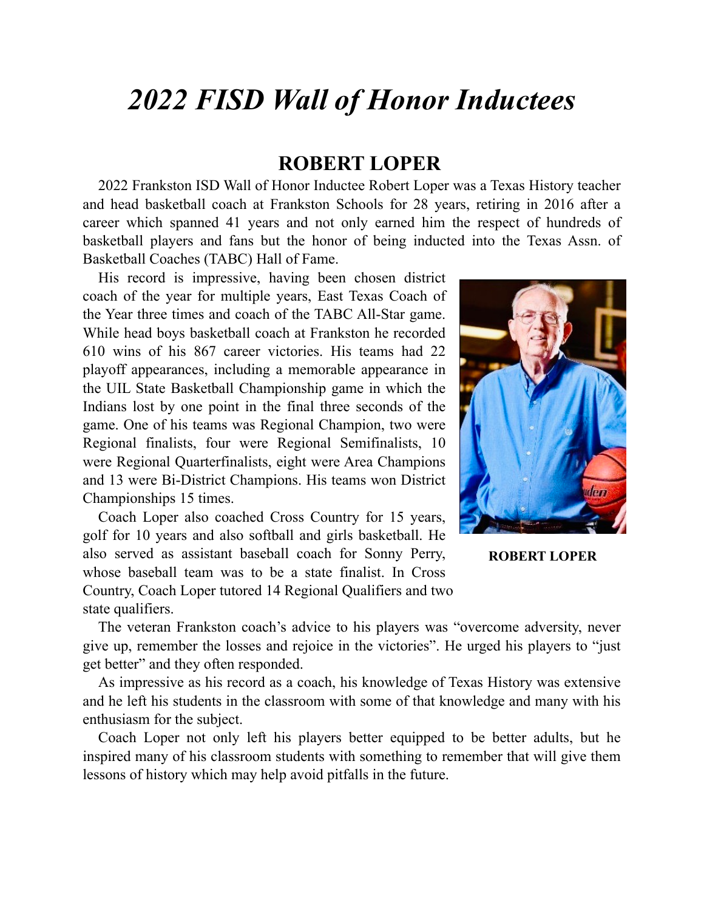# *2022 FISD Wall of Honor Inductees*

## ROBERT LOPER

2022 Frankston ISD Wall of Honor Inductee Robert Loper was a Texas History teacher and head basketball coach at Frankston Schools for 28 years, retiring in 2016 after a career which spanned 41 years and not only earned him the respect of hundreds of basketball players and fans but the honor of being inducted into the Texas Assn. of Basketball Coaches (TABC) Hall of Fame.

His record is impressive, having been chosen district coach of the year for multiple years, East Texas Coach of the Year three times and coach of the TABC All-Star game. While head boys basketball coach at Frankston he recorded 610 wins of his 867 career victories. His teams had 22 playoff appearances, including a memorable appearance in the UIL State Basketball Championship game in which the Indians lost by one point in the final three seconds of the game. One of his teams was Regional Champion, two were Regional finalists, four were Regional Semifinalists, 10 were Regional Quarterfinalists, eight were Area Champions and 13 were Bi-District Champions. His teams won District Championships 15 times.

Coach Loper also coached Cross Country for 15 years, golf for 10 years and also softball and girls basketball. He also served as assistant baseball coach for Sonny Perry, whose baseball team was to be a state finalist. In Cross Country, Coach Loper tutored 14 Regional Qualifiers and two state qualifiers.

**ROBERT LOPER**

The veteran Frankston coach's advice to his players was "overcome adversity, never give up, remember the losses and rejoice in the victories". He urged his players to "just get better" and they often responded.

As impressive as his record as a coach, his knowledge of Texas History was extensive and he left his students in the classroom with some of that knowledge and many with his enthusiasm for the subject.

Coach Loper not only left his players better equipped to be better adults, but he inspired many of his classroom students with something to remember that will give them lessons of history which may help avoid pitfalls in the future.